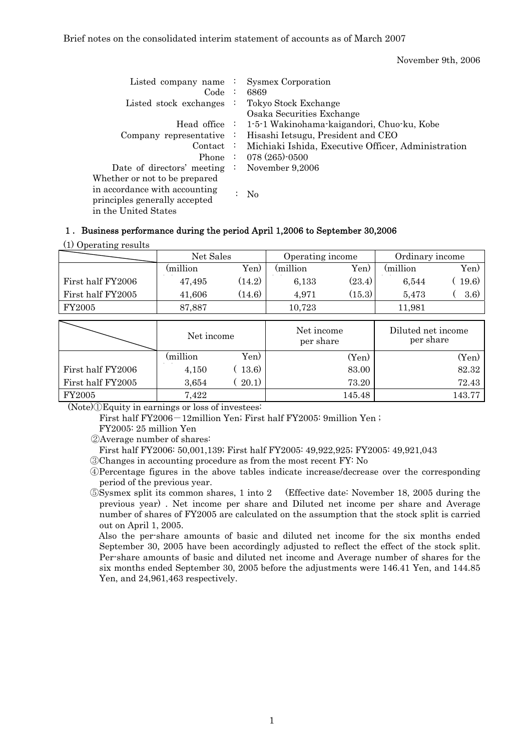Brief notes on the consolidated interim statement of accounts as of March 2007

November 9th, 2006

| | | |
|---|---|---|
| Listed company name | : | Sysmex Corporation |
| Code | : | 6869 |
| Listed stock exchanges | : | Tokyo Stock Exchange<br>Osaka Securities Exchange |
| Head office | : | 1-5-1 Wakinohama-kaigandori, Chuo-ku, Kobe |
| Company representative | : | Hisashi Ietsugu, President and CEO |
| Contact | : | Michiaki Ishida, Executive Officer, Administration |
| Phone | : | 078 (265)-0500 |
| Date of directors' meeting | : | November 9,2006 |
| Whether or not to be prepared in accordance with accounting principles generally accepted in the United States | : | No |

## 1. Business performance during the period April 1,2006 to September 30,2006

(1) Operating results

| | Net Sales | | Operating income | | Ordinary income | |
|---|---|---|---|---|---|---|
| | (million | Yen) | (million | Yen) | (million | Yen) |
| First half FY2006 | 47,495 | (14.2) | 6,133 | (23.4) | 6,544 | ( 19.6) |
| First half FY2005 | 41,606 | (14.6) | 4,971 | (15.3) | 5,473 | ( 3.6) |
| FY2005 | 87,887 | | 10,723 | | 11,981 | |

| | Net income | | Net income per share | Diluted net income per share |
|---|---|---|---|---|
| | (million | Yen) | (Yen) | (Yen) |
| First half FY2006 | 4,150 | ( 13.6) | 83.00 | 82.32 |
| First half FY2005 | 3,654 | ( 20.1) | 73.20 | 72.43 |
| FY2005 | 7,422 | | 145.48 | 143.77 |

(Note)① Equity in earnings or loss of investees:

First half FY2006－12million Yen; First half FY2005: 9million Yen ;
FY2005: 25 million Yen

② Average number of shares:

First half FY2006: 50,001,139; First half FY2005: 49,922,925; FY2005: 49,921,043

③ Changes in accounting procedure as from the most recent FY: No

④ Percentage figures in the above tables indicate increase/decrease over the corresponding period of the previous year.

⑤ Sysmex split its common shares, 1 into 2 (Effective date: November 18, 2005 during the previous year) . Net income per share and Diluted net income per share and Average number of shares of FY2005 are calculated on the assumption that the stock split is carried out on April 1, 2005.

Also the per-share amounts of basic and diluted net income for the six months ended September 30, 2005 have been accordingly adjusted to reflect the effect of the stock split. Per-share amounts of basic and diluted net income and Average number of shares for the six months ended September 30, 2005 before the adjustments were 146.41 Yen, and 144.85 Yen, and 24,961,463 respectively.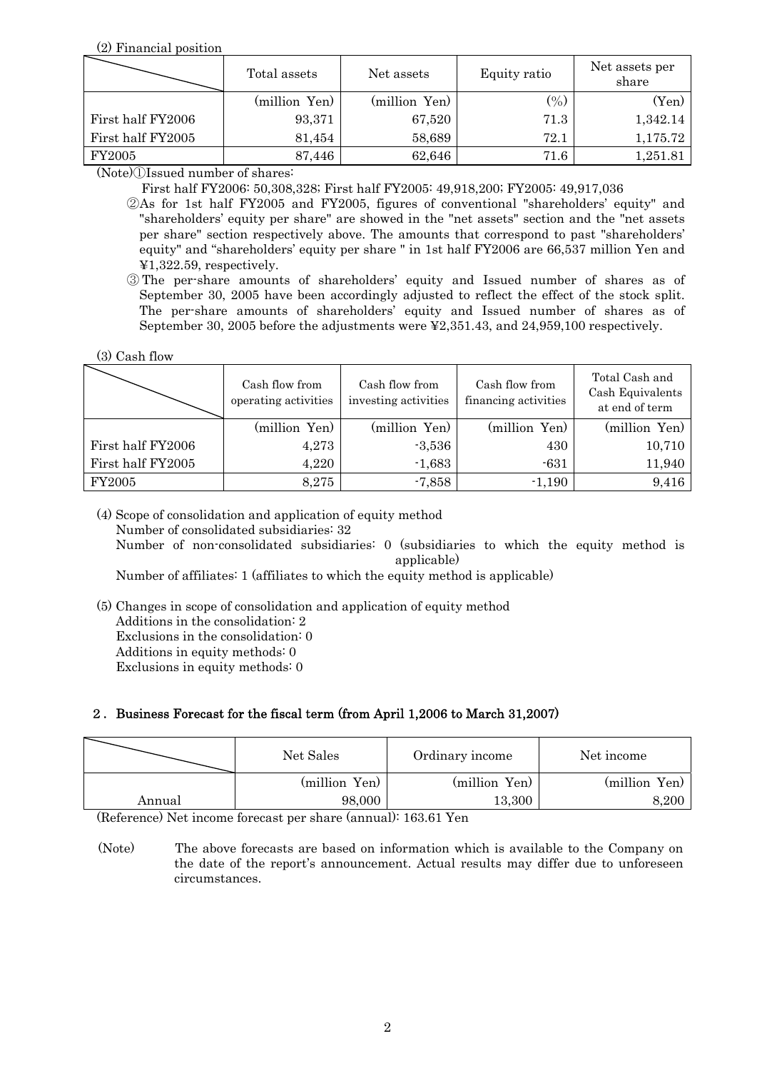(2) Financial position

| | Total assets | Net assets | Equity ratio | Net assets per share |
|---|---|---|---|---|
| | (million Yen) | (million Yen) | (%) | (Yen) |
| First half FY2006 | 93,371 | 67,520 | 71.3 | 1,342.14 |
| First half FY2005 | 81,454 | 58,689 | 72.1 | 1,175.72 |
| FY2005 | 87,446 | 62,646 | 71.6 | 1,251.81 |

(Note)①Issued number of shares:

First half FY2006: 50,308,328; First half FY2005: 49,918,200; FY2005: 49,917,036

②As for 1st half FY2005 and FY2005, figures of conventional "shareholders' equity" and "shareholders' equity per share" are showed in the "net assets" section and the "net assets per share" section respectively above. The amounts that correspond to past "shareholders' equity" and "shareholders' equity per share " in 1st half FY2006 are 66,537 million Yen and ¥1,322.59, respectively.

③The per-share amounts of shareholders' equity and Issued number of shares as of September 30, 2005 have been accordingly adjusted to reflect the effect of the stock split. The per-share amounts of shareholders' equity and Issued number of shares as of September 30, 2005 before the adjustments were ¥2,351.43, and 24,959,100 respectively.

(3) Cash flow

| | Cash flow from operating activities | Cash flow from investing activities | Cash flow from financing activities | Total Cash and Cash Equivalents at end of term |
|---|---|---|---|---|
| | (million Yen) | (million Yen) | (million Yen) | (million Yen) |
| First half FY2006 | 4,273 | -3,536 | 430 | 10,710 |
| First half FY2005 | 4,220 | -1,683 | -631 | 11,940 |
| FY2005 | 8,275 | -7,858 | -1,190 | 9,416 |

(4) Scope of consolidation and application of equity method

Number of consolidated subsidiaries: 32

Number of non-consolidated subsidiaries: 0 (subsidiaries to which the equity method is applicable)

Number of affiliates: 1 (affiliates to which the equity method is applicable)

(5) Changes in scope of consolidation and application of equity method

Additions in the consolidation: 2

Exclusions in the consolidation: 0

Additions in equity methods: 0

Exclusions in equity methods: 0

## 2. Business Forecast for the fiscal term (from April 1,2006 to March 31,2007)

| | Net Sales | Ordinary income | Net income |
|---|---|---|---|
| | (million Yen) | (million Yen) | (million Yen) |
| Annual | 98,000 | 13,300 | 8,200 |

(Reference) Net income forecast per share (annual): 163.61 Yen

(Note) The above forecasts are based on information which is available to the Company on the date of the report's announcement. Actual results may differ due to unforeseen circumstances.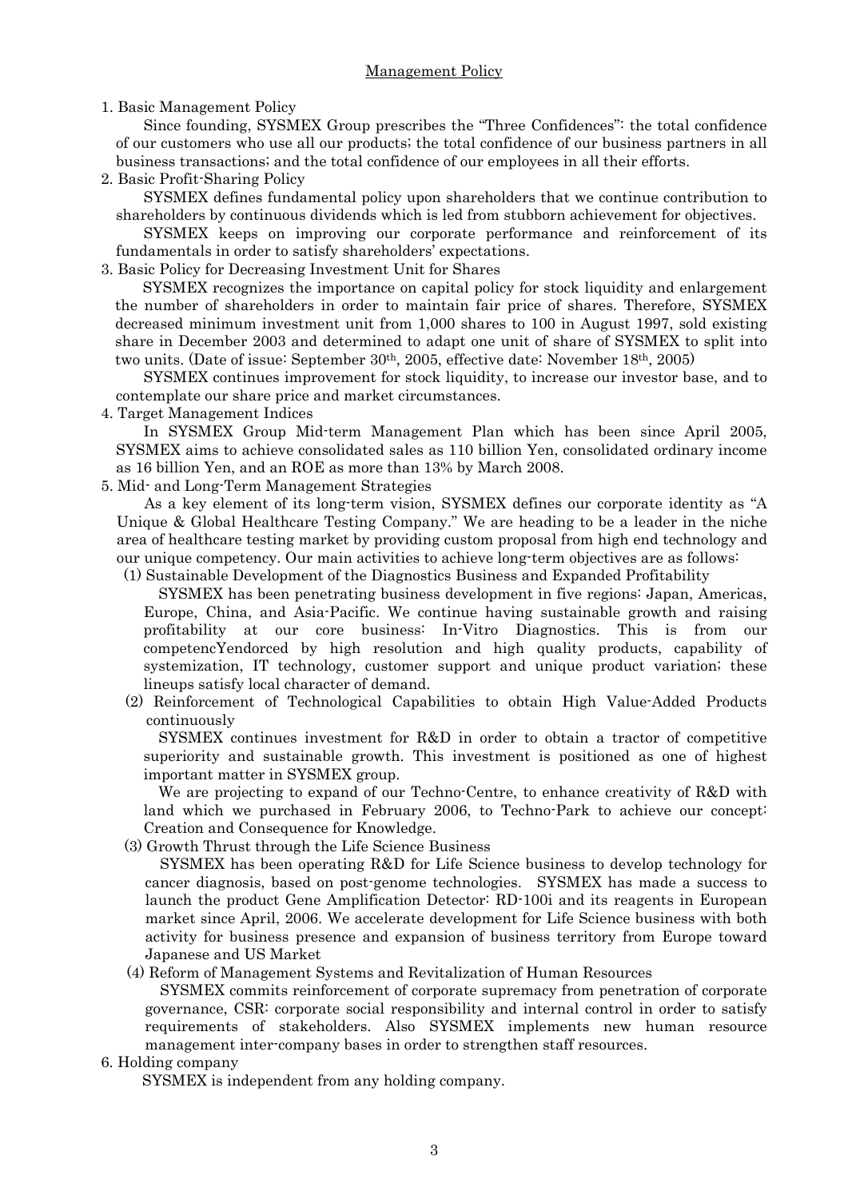## Management Policy

1. Basic Management Policy

Since founding, SYSMEX Group prescribes the "Three Confidences": the total confidence of our customers who use all our products; the total confidence of our business partners in all business transactions; and the total confidence of our employees in all their efforts.

2. Basic Profit-Sharing Policy

SYSMEX defines fundamental policy upon shareholders that we continue contribution to shareholders by continuous dividends which is led from stubborn achievement for objectives.

SYSMEX keeps on improving our corporate performance and reinforcement of its fundamentals in order to satisfy shareholders' expectations.

3. Basic Policy for Decreasing Investment Unit for Shares

SYSMEX recognizes the importance on capital policy for stock liquidity and enlargement the number of shareholders in order to maintain fair price of shares. Therefore, SYSMEX decreased minimum investment unit from 1,000 shares to 100 in August 1997, sold existing share in December 2003 and determined to adapt one unit of share of SYSMEX to split into two units. (Date of issue: September 30th, 2005, effective date: November 18th, 2005)

SYSMEX continues improvement for stock liquidity, to increase our investor base, and to contemplate our share price and market circumstances.

4. Target Management Indices

In SYSMEX Group Mid-term Management Plan which has been since April 2005, SYSMEX aims to achieve consolidated sales as 110 billion Yen, consolidated ordinary income as 16 billion Yen, and an ROE as more than 13% by March 2008.

5. Mid- and Long-Term Management Strategies

As a key element of its long-term vision, SYSMEX defines our corporate identity as "A Unique & Global Healthcare Testing Company." We are heading to be a leader in the niche area of healthcare testing market by providing custom proposal from high end technology and our unique competency. Our main activities to achieve long-term objectives are as follows:

(1) Sustainable Development of the Diagnostics Business and Expanded Profitability

SYSMEX has been penetrating business development in five regions: Japan, Americas, Europe, China, and Asia-Pacific. We continue having sustainable growth and raising profitability at our core business: In-Vitro Diagnostics. This is from our competencYendorced by high resolution and high quality products, capability of systemization, IT technology, customer support and unique product variation; these lineups satisfy local character of demand.

(2) Reinforcement of Technological Capabilities to obtain High Value-Added Products continuously

SYSMEX continues investment for R&D in order to obtain a tractor of competitive superiority and sustainable growth. This investment is positioned as one of highest important matter in SYSMEX group.

We are projecting to expand of our Techno-Centre, to enhance creativity of R&D with land which we purchased in February 2006, to Techno-Park to achieve our concept: Creation and Consequence for Knowledge.

(3) Growth Thrust through the Life Science Business

SYSMEX has been operating R&D for Life Science business to develop technology for cancer diagnosis, based on post-genome technologies. SYSMEX has made a success to launch the product Gene Amplification Detector: RD-100i and its reagents in European market since April, 2006. We accelerate development for Life Science business with both activity for business presence and expansion of business territory from Europe toward Japanese and US Market

(4) Reform of Management Systems and Revitalization of Human Resources

SYSMEX commits reinforcement of corporate supremacy from penetration of corporate governance, CSR: corporate social responsibility and internal control in order to satisfy requirements of stakeholders. Also SYSMEX implements new human resource management inter-company bases in order to strengthen staff resources.

6. Holding company

SYSMEX is independent from any holding company.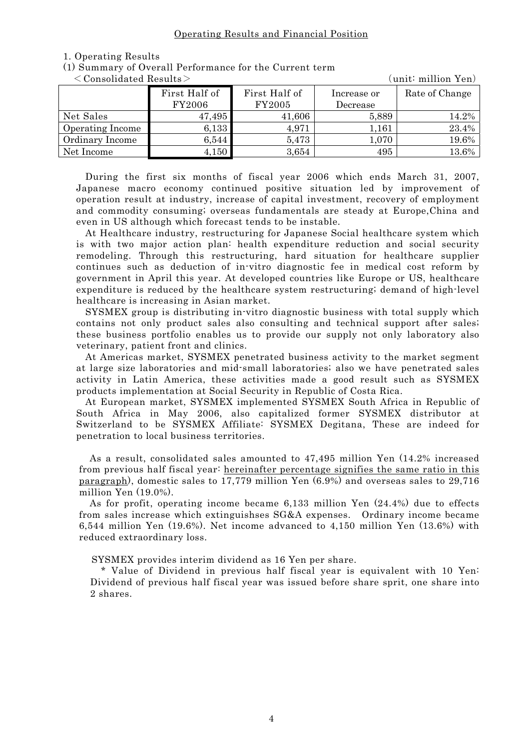## Operating Results and Financial Position

### 1. Operating Results

(1) Summary of Overall Performance for the Current term

＜Consolidated Results＞ (unit: million Yen)

| | First Half of FY2006 | First Half of FY2005 | Increase or Decrease | Rate of Change |
|---|---|---|---|---|
| Net Sales | 47,495 | 41,606 | 5,889 | 14.2% |
| Operating Income | 6,133 | 4,971 | 1,161 | 23.4% |
| Ordinary Income | 6,544 | 5,473 | 1,070 | 19.6% |
| Net Income | 4,150 | 3,654 | 495 | 13.6% |

During the first six months of fiscal year 2006 which ends March 31, 2007, Japanese macro economy continued positive situation led by improvement of operation result at industry, increase of capital investment, recovery of employment and commodity consuming; overseas fundamentals are steady at Europe,China and even in US although which forecast tends to be instable.

At Healthcare industry, restructuring for Japanese Social healthcare system which is with two major action plan: health expenditure reduction and social security remodeling. Through this restructuring, hard situation for healthcare supplier continues such as deduction of in-vitro diagnostic fee in medical cost reform by government in April this year. At developed countries like Europe or US, healthcare expenditure is reduced by the healthcare system restructuring; demand of high-level healthcare is increasing in Asian market.

SYSMEX group is distributing in-vitro diagnostic business with total supply which contains not only product sales also consulting and technical support after sales; these business portfolio enables us to provide our supply not only laboratory also veterinary, patient front and clinics.

At Americas market, SYSMEX penetrated business activity to the market segment at large size laboratories and mid-small laboratories; also we have penetrated sales activity in Latin America, these activities made a good result such as SYSMEX products implementation at Social Security in Republic of Costa Rica.

At European market, SYSMEX implemented SYSMEX South Africa in Republic of South Africa in May 2006, also capitalized former SYSMEX distributor at Switzerland to be SYSMEX Affiliate: SYSMEX Degitana, These are indeed for penetration to local business territories.

As a result, consolidated sales amounted to 47,495 million Yen (14.2% increased from previous half fiscal year: hereinafter percentage signifies the same ratio in this paragraph), domestic sales to 17,779 million Yen (6.9%) and overseas sales to 29,716 million Yen (19.0%).

As for profit, operating income became 6,133 million Yen (24.4%) due to effects from sales increase which extinguishses SG&A expenses. Ordinary income became 6,544 million Yen (19.6%). Net income advanced to 4,150 million Yen (13.6%) with reduced extraordinary loss.

SYSMEX provides interim dividend as 16 Yen per share.

\* Value of Dividend in previous half fiscal year is equivalent with 10 Yen: Dividend of previous half fiscal year was issued before share sprit, one share into 2 shares.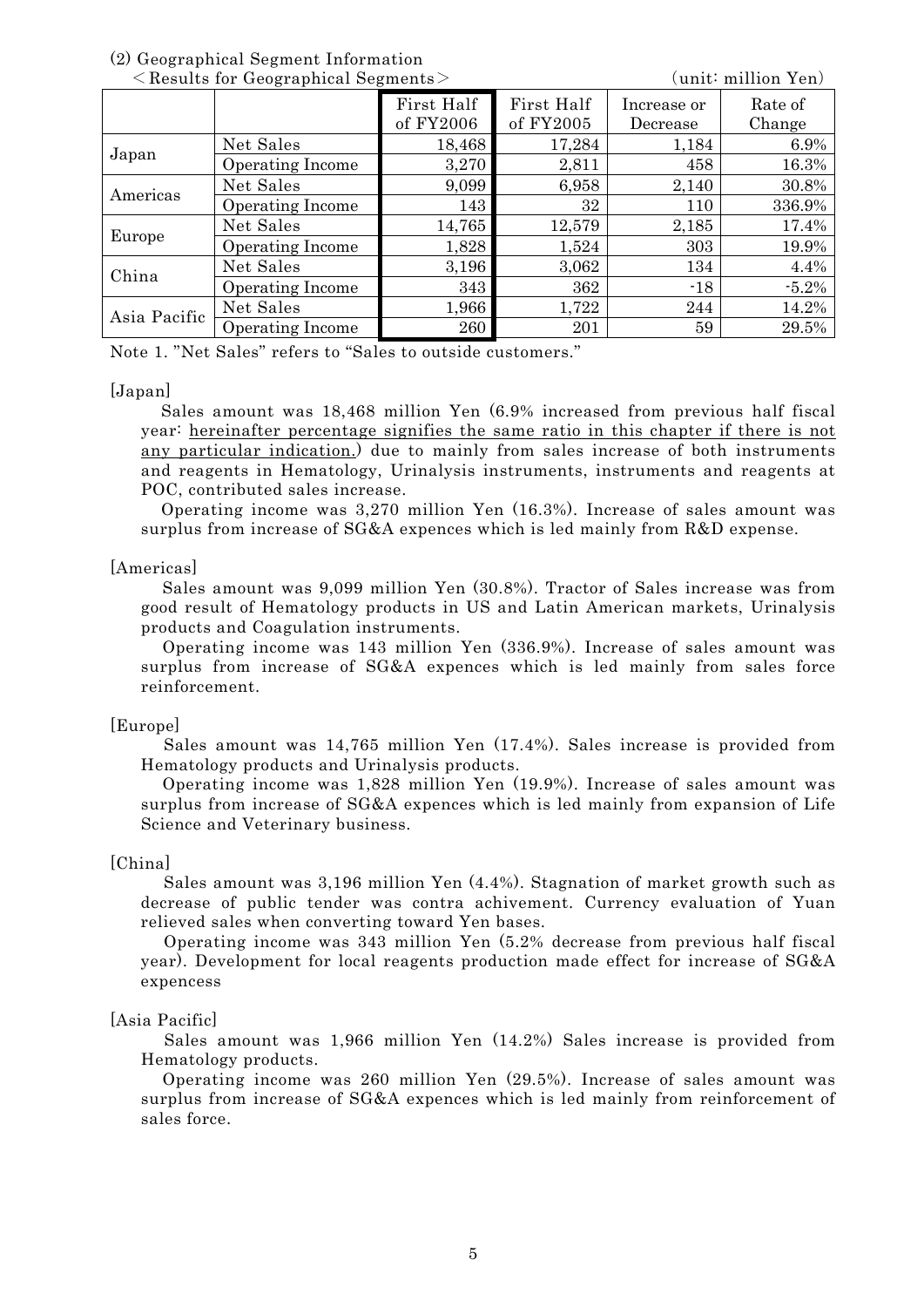(2) Geographical Segment Information

<Results for Geographical Segments> (unit: million Yen)

| | | First Half of FY2006 | First Half of FY2005 | Increase or Decrease | Rate of Change |
|---|---|---|---|---|---|
| Japan | Net Sales | 18,468 | 17,284 | 1,184 | 6.9% |
| | Operating Income | 3,270 | 2,811 | 458 | 16.3% |
| Americas | Net Sales | 9,099 | 6,958 | 2,140 | 30.8% |
| | Operating Income | 143 | 32 | 110 | 336.9% |
| Europe | Net Sales | 14,765 | 12,579 | 2,185 | 17.4% |
| | Operating Income | 1,828 | 1,524 | 303 | 19.9% |
| China | Net Sales | 3,196 | 3,062 | 134 | 4.4% |
| | Operating Income | 343 | 362 | -18 | -5.2% |
| Asia Pacific | Net Sales | 1,966 | 1,722 | 244 | 14.2% |
| | Operating Income | 260 | 201 | 59 | 29.5% |

Note 1. "Net Sales" refers to "Sales to outside customers."

[Japan]

Sales amount was 18,468 million Yen (6.9% increased from previous half fiscal year: hereinafter percentage signifies the same ratio in this chapter if there is not any particular indication.) due to mainly from sales increase of both instruments and reagents in Hematology, Urinalysis instruments, instruments and reagents at POC, contributed sales increase.

Operating income was 3,270 million Yen (16.3%). Increase of sales amount was surplus from increase of SG&A expences which is led mainly from R&D expense.

[Americas]

Sales amount was 9,099 million Yen (30.8%). Tractor of Sales increase was from good result of Hematology products in US and Latin American markets, Urinalysis products and Coagulation instruments.

Operating income was 143 million Yen (336.9%). Increase of sales amount was surplus from increase of SG&A expences which is led mainly from sales force reinforcement.

[Europe]

Sales amount was 14,765 million Yen (17.4%). Sales increase is provided from Hematology products and Urinalysis products.

Operating income was 1,828 million Yen (19.9%). Increase of sales amount was surplus from increase of SG&A expences which is led mainly from expansion of Life Science and Veterinary business.

[China]

Sales amount was 3,196 million Yen (4.4%). Stagnation of market growth such as decrease of public tender was contra achivement. Currency evaluation of Yuan relieved sales when converting toward Yen bases.

Operating income was 343 million Yen (5.2% decrease from previous half fiscal year). Development for local reagents production made effect for increase of SG&A expencess

[Asia Pacific]

Sales amount was 1,966 million Yen (14.2%) Sales increase is provided from Hematology products.

Operating income was 260 million Yen (29.5%). Increase of sales amount was surplus from increase of SG&A expences which is led mainly from reinforcement of sales force.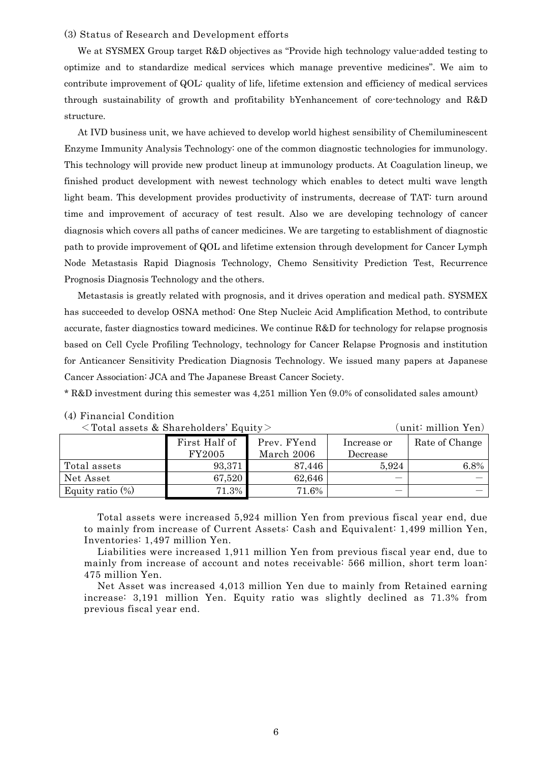(3) Status of Research and Development efforts

We at SYSMEX Group target R&D objectives as "Provide high technology value-added testing to optimize and to standardize medical services which manage preventive medicines". We aim to contribute improvement of QOL: quality of life, lifetime extension and efficiency of medical services through sustainability of growth and profitability bYenhancement of core-technology and R&D structure.

At IVD business unit, we have achieved to develop world highest sensibility of Chemiluminescent Enzyme Immunity Analysis Technology: one of the common diagnostic technologies for immunology. This technology will provide new product lineup at immunology products. At Coagulation lineup, we finished product development with newest technology which enables to detect multi wave length light beam. This development provides productivity of instruments, decrease of TAT: turn around time and improvement of accuracy of test result. Also we are developing technology of cancer diagnosis which covers all paths of cancer medicines. We are targeting to establishment of diagnostic path to provide improvement of QOL and lifetime extension through development for Cancer Lymph Node Metastasis Rapid Diagnosis Technology, Chemo Sensitivity Prediction Test, Recurrence Prognosis Diagnosis Technology and the others.

Metastasis is greatly related with prognosis, and it drives operation and medical path. SYSMEX has succeeded to develop OSNA method: One Step Nucleic Acid Amplification Method, to contribute accurate, faster diagnostics toward medicines. We continue R&D for technology for relapse prognosis based on Cell Cycle Profiling Technology, technology for Cancer Relapse Prognosis and institution for Anticancer Sensitivity Predication Diagnosis Technology. We issued many papers at Japanese Cancer Association: JCA and The Japanese Breast Cancer Society.

* R&D investment during this semester was 4,251 million Yen (9.0% of consolidated sales amount)

(4) Financial Condition

＜Total assets & Shareholders' Equity＞ (unit: million Yen)

| | First Half of FY2005 | Prev. FYend March 2006 | Increase or Decrease | Rate of Change |
|---|---|---|---|---|
| Total assets | 93,371 | 87,446 | 5,924 | 6.8% |
| Net Asset | 67,520 | 62,646 | － | － |
| Equity ratio (%) | 71.3% | 71.6% | － | － |

Total assets were increased 5,924 million Yen from previous fiscal year end, due to mainly from increase of Current Assets: Cash and Equivalent: 1,499 million Yen, Inventories: 1,497 million Yen.

Liabilities were increased 1,911 million Yen from previous fiscal year end, due to mainly from increase of account and notes receivable: 566 million, short term loan: 475 million Yen.

Net Asset was increased 4,013 million Yen due to mainly from Retained earning increase: 3,191 million Yen. Equity ratio was slightly declined as 71.3% from previous fiscal year end.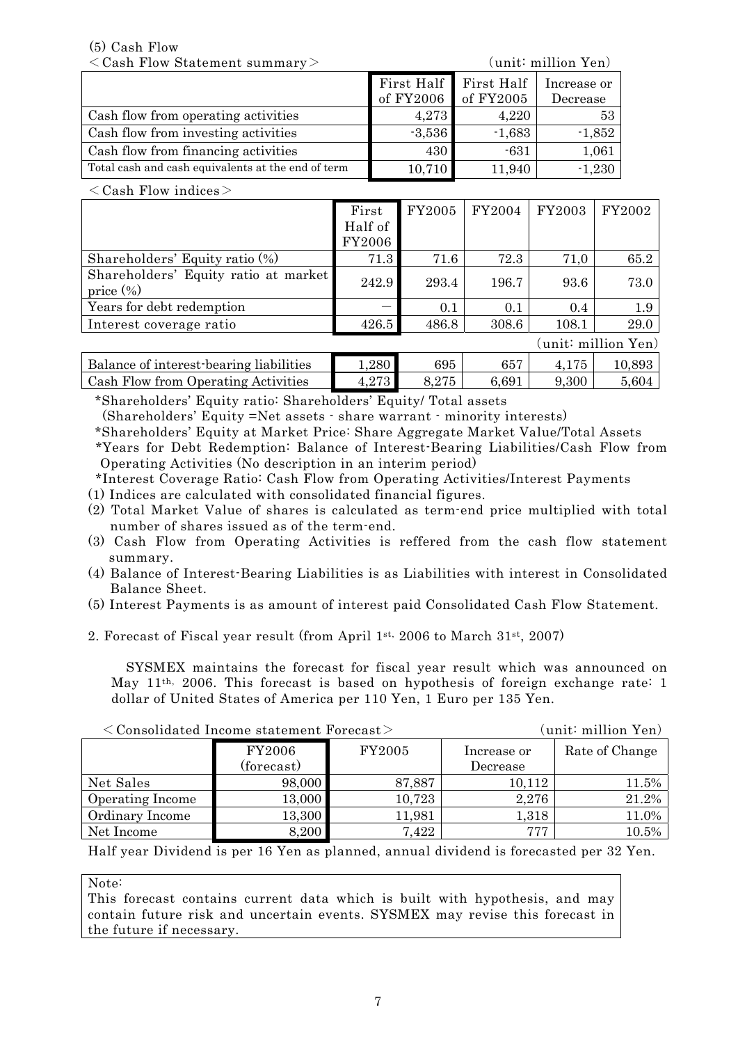(5) Cash Flow

<Cash Flow Statement summary> (unit: million Yen)

| | First Half of FY2006 | First Half of FY2005 | Increase or Decrease |
|---|---|---|---|
| Cash flow from operating activities | 4,273 | 4,220 | 53 |
| Cash flow from investing activities | -3,536 | -1,683 | -1,852 |
| Cash flow from financing activities | 430 | -631 | 1,061 |
| Total cash and cash equivalents at the end of term | 10,710 | 11,940 | -1,230 |

<Cash Flow indices>

| | First Half of FY2006 | FY2005 | FY2004 | FY2003 | FY2002 |
|---|---|---|---|---|---|
| Shareholders' Equity ratio (%) | 71.3 | 71.6 | 72.3 | 71,0 | 65.2 |
| Shareholders' Equity ratio at market price (%) | 242.9 | 293.4 | 196.7 | 93.6 | 73.0 |
| Years for debt redemption | — | 0.1 | 0.1 | 0.4 | 1.9 |
| Interest coverage ratio | 426.5 | 486.8 | 308.6 | 108.1 | 29.0 |

(unit: million Yen)

| | | | | | |
|---|---|---|---|---|---|
| Balance of interest-bearing liabilities | 1,280 | 695 | 657 | 4,175 | 10,893 |
| Cash Flow from Operating Activities | 4,273 | 8,275 | 6,691 | 9,300 | 5,604 |

*Shareholders' Equity ratio: Shareholders' Equity/ Total assets
(Shareholders' Equity =Net assets - share warrant - minority interests)

*Shareholders' Equity at Market Price: Share Aggregate Market Value/Total Assets

*Years for Debt Redemption: Balance of Interest-Bearing Liabilities/Cash Flow from Operating Activities (No description in an interim period)

*Interest Coverage Ratio: Cash Flow from Operating Activities/Interest Payments

(1) Indices are calculated with consolidated financial figures.
(2) Total Market Value of shares is calculated as term-end price multiplied with total number of shares issued as of the term-end.
(3) Cash Flow from Operating Activities is reffered from the cash flow statement summary.
(4) Balance of Interest-Bearing Liabilities is as Liabilities with interest in Consolidated Balance Sheet.
(5) Interest Payments is as amount of interest paid Consolidated Cash Flow Statement.

2. Forecast of Fiscal year result (from April 1st, 2006 to March 31st, 2007)

SYSMEX maintains the forecast for fiscal year result which was announced on May 11th, 2006. This forecast is based on hypothesis of foreign exchange rate: 1 dollar of United States of America per 110 Yen, 1 Euro per 135 Yen.

<Consolidated Income statement Forecast> (unit: million Yen)

| | FY2006 (forecast) | FY2005 | Increase or Decrease | Rate of Change |
|---|---|---|---|---|
| Net Sales | 98,000 | 87,887 | 10,112 | 11.5% |
| Operating Income | 13,000 | 10,723 | 2,276 | 21.2% |
| Ordinary Income | 13,300 | 11,981 | 1,318 | 11.0% |
| Net Income | 8,200 | 7,422 | 777 | 10.5% |

Half year Dividend is per 16 Yen as planned, annual dividend is forecasted per 32 Yen.

Note:
This forecast contains current data which is built with hypothesis, and may contain future risk and uncertain events. SYSMEX may revise this forecast in the future if necessary.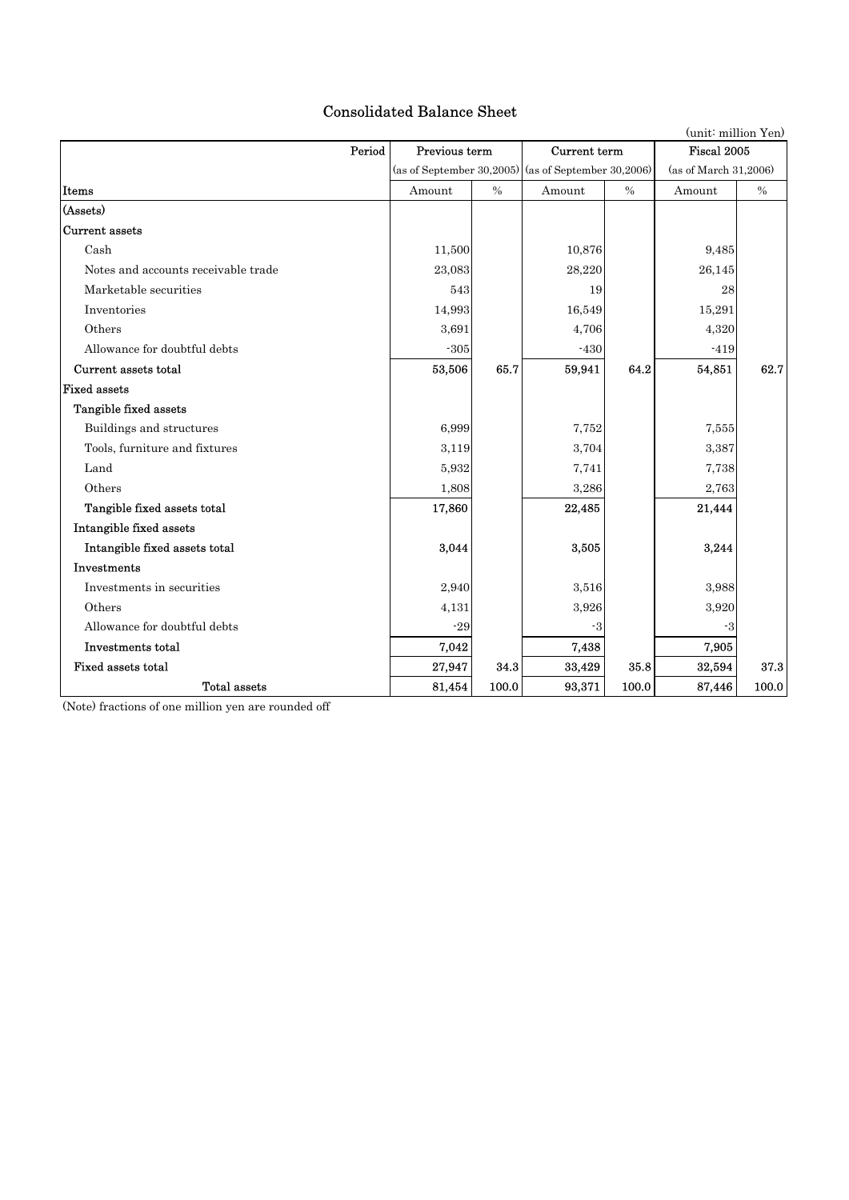# Consolidated Balance Sheet

(unit: million Yen)

| Period | Previous term | | Current term | | Fiscal 2005 | |
|---|---|---|---|---|---|---|
| | (as of September 30,2005) | | (as of September 30,2006) | | (as of March 31,2006) | |
| Items | Amount | % | Amount | % | Amount | % |
| (Assets) | | | | | | |
| Current assets | | | | | | |
| Cash | 11,500 | | 10,876 | | 9,485 | |
| Notes and accounts receivable trade | 23,083 | | 28,220 | | 26,145 | |
| Marketable securities | 543 | | 19 | | 28 | |
| Inventories | 14,993 | | 16,549 | | 15,291 | |
| Others | 3,691 | | 4,706 | | 4,320 | |
| Allowance for doubtful debts | -305 | | -430 | | -419 | |
| **Current assets total** | **53,506** | **65.7** | **59,941** | **64.2** | **54,851** | **62.7** |
| Fixed assets | | | | | | |
| Tangible fixed assets | | | | | | |
| Buildings and structures | 6,999 | | 7,752 | | 7,555 | |
| Tools, furniture and fixtures | 3,119 | | 3,704 | | 3,387 | |
| Land | 5,932 | | 7,741 | | 7,738 | |
| Others | 1,808 | | 3,286 | | 2,763 | |
| **Tangible fixed assets total** | **17,860** | | **22,485** | | **21,444** | |
| Intangible fixed assets | | | | | | |
| **Intangible fixed assets total** | **3,044** | | **3,505** | | **3,244** | |
| Investments | | | | | | |
| Investments in securities | 2,940 | | 3,516 | | 3,988 | |
| Others | 4,131 | | 3,926 | | 3,920 | |
| Allowance for doubtful debts | -29 | | -3 | | -3 | |
| **Investments total** | **7,042** | | **7,438** | | **7,905** | |
| **Fixed assets total** | **27,947** | **34.3** | **33,429** | **35.8** | **32,594** | **37.3** |
| Total assets | 81,454 | 100.0 | 93,371 | 100.0 | 87,446 | 100.0 |

(Note) fractions of one million yen are rounded off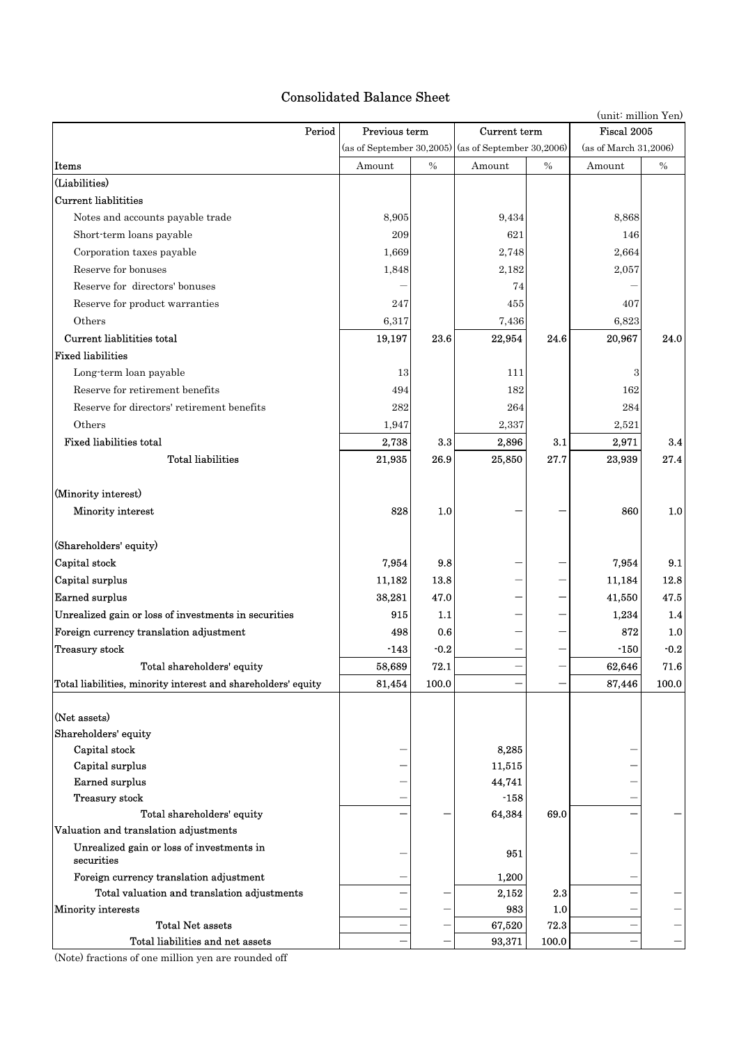# Consolidated Balance Sheet

(unit: million Yen)

| Period | Previous term | | Current term | | Fiscal 2005 | |
|---|---|---|---|---|---|---|
| | (as of September 30,2005) | | (as of September 30,2006) | | (as of March 31,2006) | |
| Items | Amount | % | Amount | % | Amount | % |
| (Liabilities) | | | | | | |
| Current liablitities | | | | | | |
| Notes and accounts payable trade | 8,905 | | 9,434 | | 8,868 | |
| Short-term loans payable | 209 | | 621 | | 146 | |
| Corporation taxes payable | 1,669 | | 2,748 | | 2,664 | |
| Reserve for bonuses | 1,848 | | 2,182 | | 2,057 | |
| Reserve for directors' bonuses | － | | 74 | | － | |
| Reserve for product warranties | 247 | | 455 | | 407 | |
| Others | 6,317 | | 7,436 | | 6,823 | |
| Current liablitities total | 19,197 | 23.6 | 22,954 | 24.6 | 20,967 | 24.0 |
| Fixed liabilities | | | | | | |
| Long-term loan payable | 13 | | 111 | | 3 | |
| Reserve for retirement benefits | 494 | | 182 | | 162 | |
| Reserve for directors' retirement benefits | 282 | | 264 | | 284 | |
| Others | 1,947 | | 2,337 | | 2,521 | |
| Fixed liabilities total | 2,738 | 3.3 | 2,896 | 3.1 | 2,971 | 3.4 |
| Total liabilities | 21,935 | 26.9 | 25,850 | 27.7 | 23,939 | 27.4 |
| (Minority interest) | | | | | | |
| Minority interest | 828 | 1.0 | － | － | 860 | 1.0 |
| (Shareholders' equity) | | | | | | |
| Capital stock | 7,954 | 9.8 | － | － | 7,954 | 9.1 |
| Capital surplus | 11,182 | 13.8 | － | － | 11,184 | 12.8 |
| Earned surplus | 38,281 | 47.0 | － | － | 41,550 | 47.5 |
| Unrealized gain or loss of investments in securities | 915 | 1.1 | － | － | 1,234 | 1.4 |
| Foreign currency translation adjustment | 498 | 0.6 | － | － | 872 | 1.0 |
| Treasury stock | -143 | -0.2 | － | － | -150 | -0.2 |
| Total shareholders' equity | 58,689 | 72.1 | － | － | 62,646 | 71.6 |
| Total liabilities, minority interest and shareholders' equity | 81,454 | 100.0 | － | － | 87,446 | 100.0 |
| (Net assets) | | | | | | |
| Shareholders' equity | | | | | | |
| Capital stock | － | | 8,285 | | － | |
| Capital surplus | － | | 11,515 | | － | |
| Earned surplus | － | | 44,741 | | － | |
| Treasury stock | － | | -158 | | － | |
| Total shareholders' equity | － | － | 64,384 | 69.0 | － | － |
| Valuation and translation adjustments | | | | | | |
| Unrealized gain or loss of investments in securities | － | | 951 | | － | |
| Foreign currency translation adjustment | － | | 1,200 | | － | |
| Total valuation and translation adjustments | － | － | 2,152 | 2.3 | － | － |
| Minority interests | － | － | 983 | 1.0 | － | － |
| Total Net assets | － | － | 67,520 | 72.3 | － | － |
| Total liabilities and net assets | － | － | 93,371 | 100.0 | － | － |

(Note) fractions of one million yen are rounded off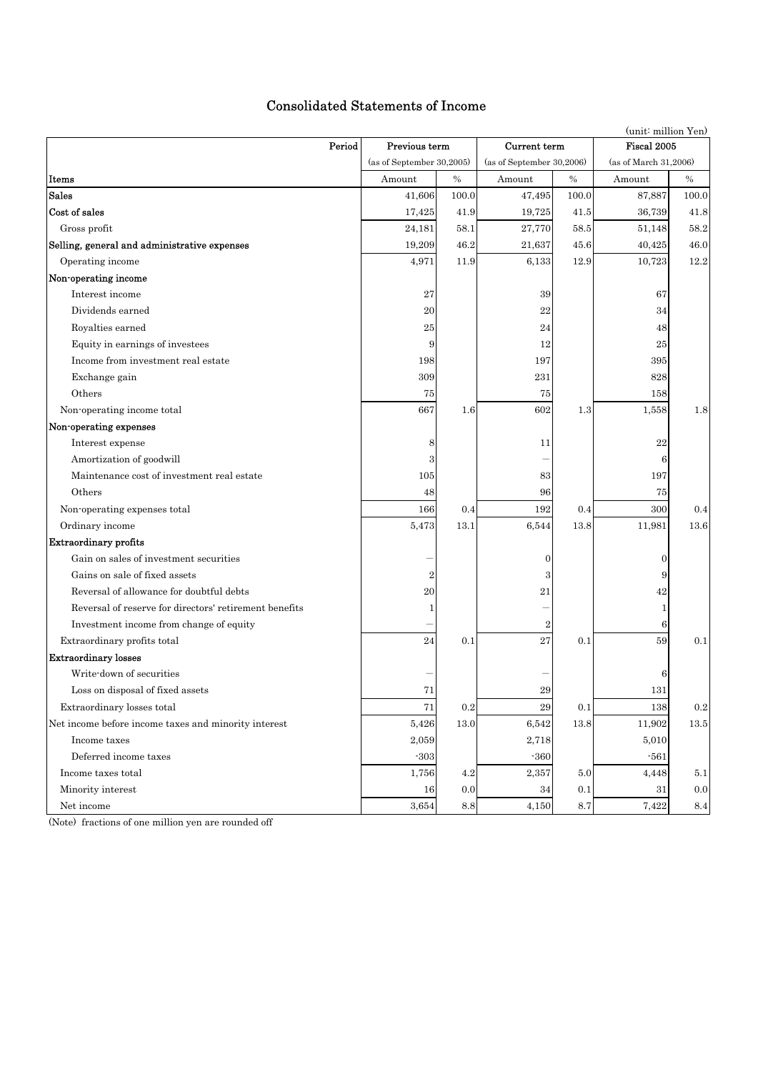# Consolidated Statements of Income

(unit: million Yen)

| Period | Previous term | | Current term | | Fiscal 2005 | |
|---|---|---|---|---|---|---|
| | (as of September 30,2005) | | (as of September 30,2006) | | (as of March 31,2006) | |
| Items | Amount | % | Amount | % | Amount | % |
| **Sales** | 41,606 | 100.0 | 47,495 | 100.0 | 87,887 | 100.0 |
| **Cost of sales** | 17,425 | 41.9 | 19,725 | 41.5 | 36,739 | 41.8 |
| Gross profit | 24,181 | 58.1 | 27,770 | 58.5 | 51,148 | 58.2 |
| **Selling, general and administrative expenses** | 19,209 | 46.2 | 21,637 | 45.6 | 40,425 | 46.0 |
| Operating income | 4,971 | 11.9 | 6,133 | 12.9 | 10,723 | 12.2 |
| **Non-operating income** | | | | | | |
| Interest income | 27 | | 39 | | 67 | |
| Dividends earned | 20 | | 22 | | 34 | |
| Royalties earned | 25 | | 24 | | 48 | |
| Equity in earnings of investees | 9 | | 12 | | 25 | |
| Income from investment real estate | 198 | | 197 | | 395 | |
| Exchange gain | 309 | | 231 | | 828 | |
| Others | 75 | | 75 | | 158 | |
| Non-operating income total | 667 | 1.6 | 602 | 1.3 | 1,558 | 1.8 |
| **Non-operating expenses** | | | | | | |
| Interest expense | 8 | | 11 | | 22 | |
| Amortization of goodwill | 3 | | – | | 6 | |
| Maintenance cost of investment real estate | 105 | | 83 | | 197 | |
| Others | 48 | | 96 | | 75 | |
| Non-operating expenses total | 166 | 0.4 | 192 | 0.4 | 300 | 0.4 |
| Ordinary income | 5,473 | 13.1 | 6,544 | 13.8 | 11,981 | 13.6 |
| **Extraordinary profits** | | | | | | |
| Gain on sales of investment securities | – | | 0 | | 0 | |
| Gains on sale of fixed assets | 2 | | 3 | | 9 | |
| Reversal of allowance for doubtful debts | 20 | | 21 | | 42 | |
| Reversal of reserve for directors' retirement benefits | 1 | | – | | 1 | |
| Investment income from change of equity | – | | 2 | | 6 | |
| Extraordinary profits total | 24 | 0.1 | 27 | 0.1 | 59 | 0.1 |
| **Extraordinary losses** | | | | | | |
| Write-down of securities | – | | – | | 6 | |
| Loss on disposal of fixed assets | 71 | | 29 | | 131 | |
| Extraordinary losses total | 71 | 0.2 | 29 | 0.1 | 138 | 0.2 |
| Net income before income taxes and minority interest | 5,426 | 13.0 | 6,542 | 13.8 | 11,902 | 13.5 |
| Income taxes | 2,059 | | 2,718 | | 5,010 | |
| Deferred income taxes | -303 | | -360 | | -561 | |
| Income taxes total | 1,756 | 4.2 | 2,357 | 5.0 | 4,448 | 5.1 |
| Minority interest | 16 | 0.0 | 34 | 0.1 | 31 | 0.0 |
| Net income | 3,654 | 8.8 | 4,150 | 8.7 | 7,422 | 8.4 |

(Note) fractions of one million yen are rounded off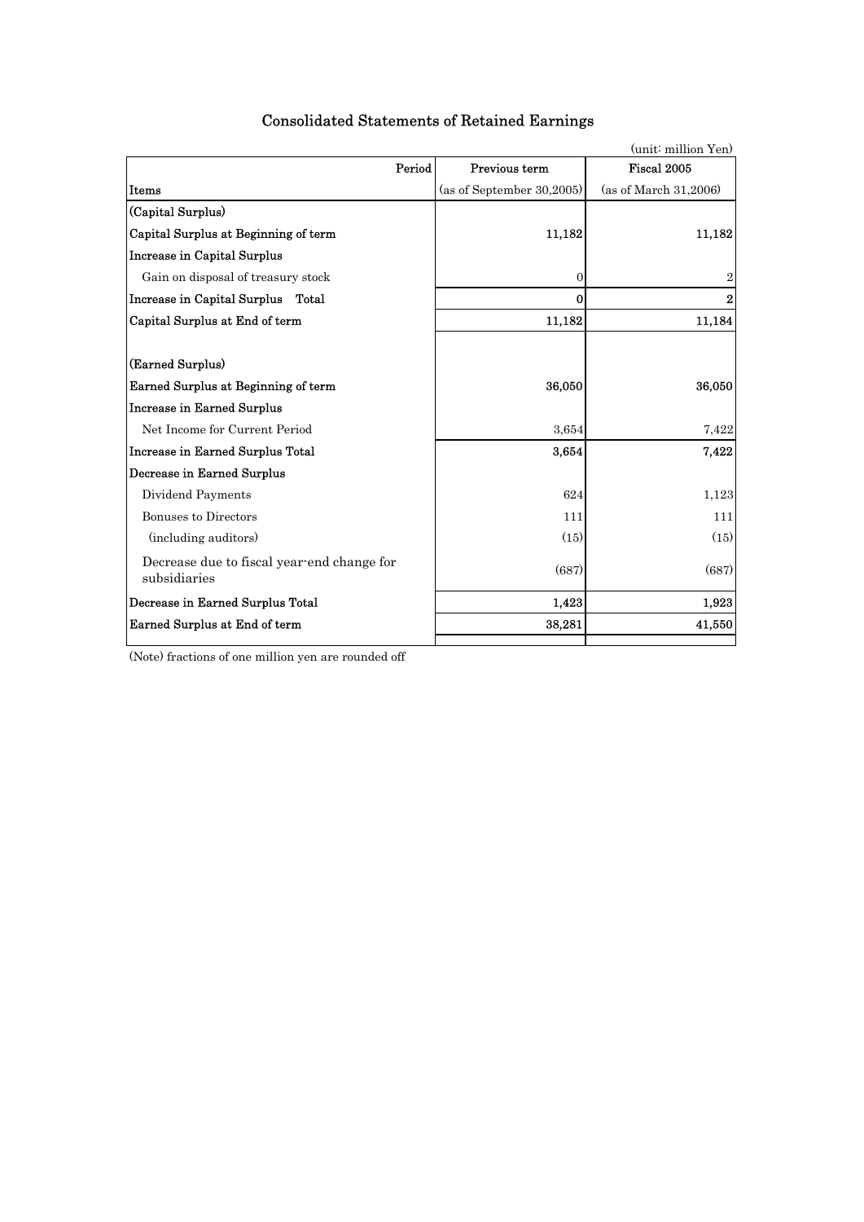# Consolidated Statements of Retained Earnings

(unit: million Yen)

| Period / Items | Previous term (as of September 30,2005) | Fiscal 2005 (as of March 31,2006) |
|---|---|---|
| **(Capital Surplus)** | | |
| **Capital Surplus at Beginning of term** | 11,182 | 11,182 |
| **Increase in Capital Surplus** | | |
| Gain on disposal of treasury stock | 0 | 2 |
| **Increase in Capital Surplus Total** | **0** | **2** |
| **Capital Surplus at End of term** | 11,182 | 11,184 |
| | | |
| **(Earned Surplus)** | | |
| **Earned Surplus at Beginning of term** | 36,050 | 36,050 |
| **Increase in Earned Surplus** | | |
| Net Income for Current Period | 3,654 | 7,422 |
| **Increase in Earned Surplus Total** | **3,654** | **7,422** |
| **Decrease in Earned Surplus** | | |
| Dividend Payments | 624 | 1,123 |
| Bonuses to Directors | 111 | 111 |
| (including auditors) | (15) | (15) |
| Decrease due to fiscal year-end change for subsidiaries | (687) | (687) |
| **Decrease in Earned Surplus Total** | **1,423** | **1,923** |
| **Earned Surplus at End of term** | **38,281** | **41,550** |

(Note) fractions of one million yen are rounded off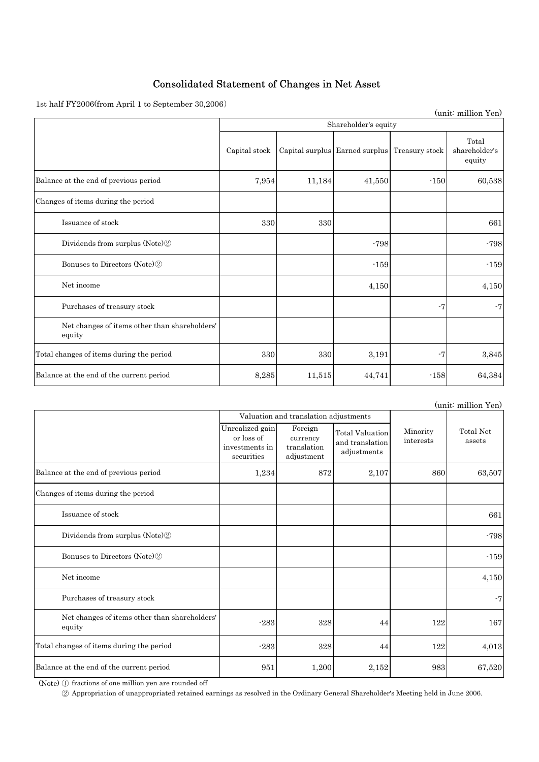# Consolidated Statement of Changes in Net Asset

1st half FY2006(from April 1 to September 30,2006)

(unit: million Yen)

| | Shareholder's equity | | | | |
|---|---|---|---|---|---|
| | Capital stock | Capital surplus | Earned surplus | Treasury stock | Total shareholder's equity |
| Balance at the end of previous period | 7,954 | 11,184 | 41,550 | -150 | 60,538 |
| Changes of items during the period | | | | | |
| Issuance of stock | 330 | 330 | | | 661 |
| Dividends from surplus (Note)② | | | -798 | | -798 |
| Bonuses to Directors (Note)② | | | -159 | | -159 |
| Net income | | | 4,150 | | 4,150 |
| Purchases of treasury stock | | | | -7 | -7 |
| Net changes of items other than shareholders' equity | | | | | |
| Total changes of items during the period | 330 | 330 | 3,191 | -7 | 3,845 |
| Balance at the end of the current period | 8,285 | 11,515 | 44,741 | -158 | 64,384 |

(unit: million Yen)

| | Valuation and translation adjustments | | | Minority interests | Total Net assets |
|---|---|---|---|---|---|
| | Unrealized gain or loss of investments in securities | Foreign currency translation adjustment | Total Valuation and translation adjustments | | |
| Balance at the end of previous period | 1,234 | 872 | 2,107 | 860 | 63,507 |
| Changes of items during the period | | | | | |
| Issuance of stock | | | | | 661 |
| Dividends from surplus (Note)② | | | | | -798 |
| Bonuses to Directors (Note)② | | | | | -159 |
| Net income | | | | | 4,150 |
| Purchases of treasury stock | | | | | -7 |
| Net changes of items other than shareholders' equity | -283 | 328 | 44 | 122 | 167 |
| Total changes of items during the period | -283 | 328 | 44 | 122 | 4,013 |
| Balance at the end of the current period | 951 | 1,200 | 2,152 | 983 | 67,520 |

(Note) ① fractions of one million yen are rounded off

② Appropriation of unappropriated retained earnings as resolved in the Ordinary General Shareholder's Meeting held in June 2006.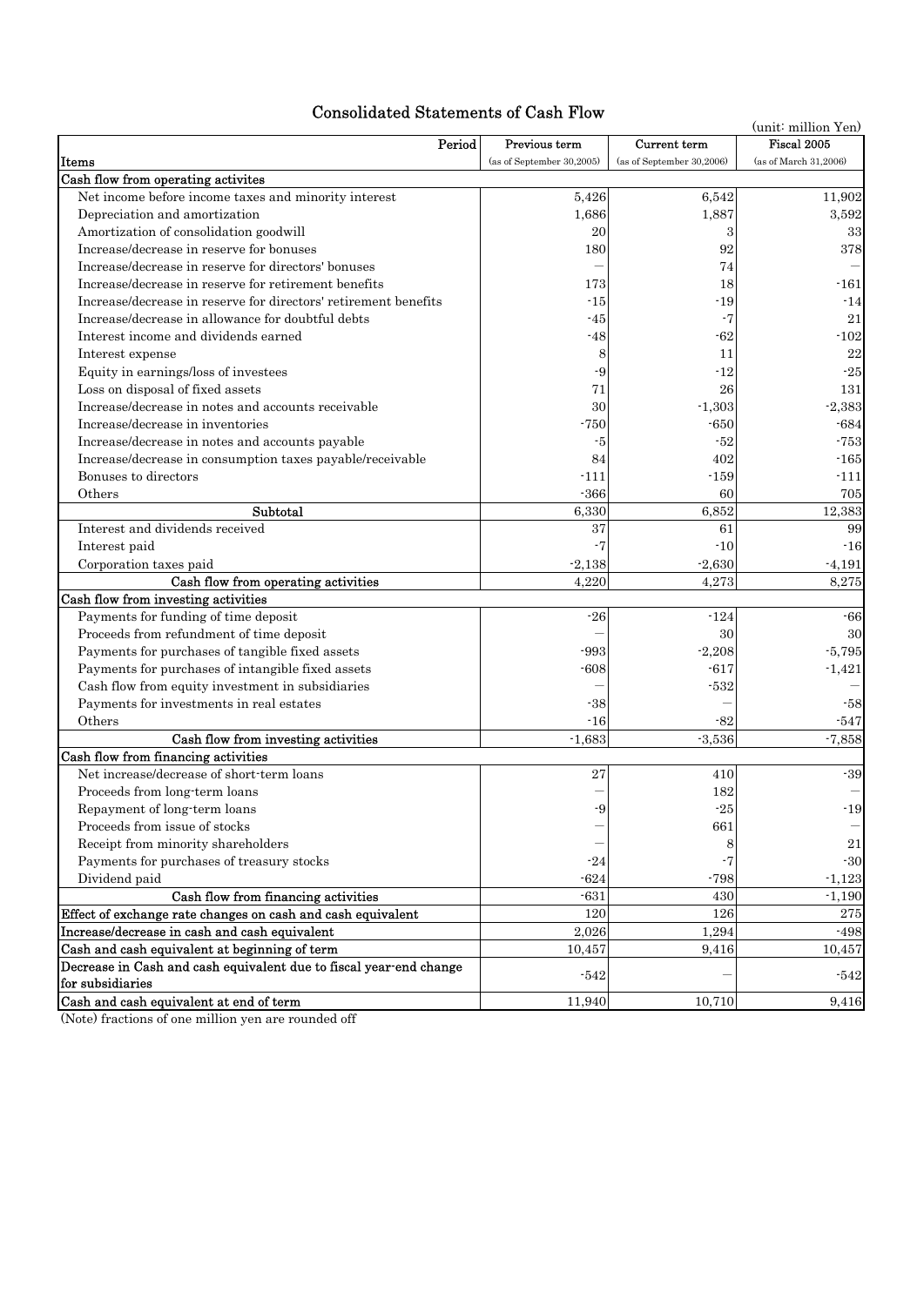# Consolidated Statements of Cash Flow

(unit: million Yen)

| Items / Period | Previous term (as of September 30,2005) | Current term (as of September 30,2006) | Fiscal 2005 (as of March 31,2006) |
|---|---|---|---|
| **Cash flow from operating activites** | | | |
| Net income before income taxes and minority interest | 5,426 | 6,542 | 11,902 |
| Depreciation and amortization | 1,686 | 1,887 | 3,592 |
| Amortization of consolidation goodwill | 20 | 3 | 33 |
| Increase/decrease in reserve for bonuses | 180 | 92 | 378 |
| Increase/decrease in reserve for directors' bonuses | — | 74 | — |
| Increase/decrease in reserve for retirement benefits | 173 | 18 | -161 |
| Increase/decrease in reserve for directors' retirement benefits | -15 | -19 | -14 |
| Increase/decrease in allowance for doubtful debts | -45 | -7 | 21 |
| Interest income and dividends earned | -48 | -62 | -102 |
| Interest expense | 8 | 11 | 22 |
| Equity in earnings/loss of investees | -9 | -12 | -25 |
| Loss on disposal of fixed assets | 71 | 26 | 131 |
| Increase/decrease in notes and accounts receivable | 30 | -1,303 | -2,383 |
| Increase/decrease in inventories | -750 | -650 | -684 |
| Increase/decrease in notes and accounts payable | -5 | -52 | -753 |
| Increase/decrease in consumption taxes payable/receivable | 84 | 402 | -165 |
| Bonuses to directors | -111 | -159 | -111 |
| Others | -366 | 60 | 705 |
| Subtotal | 6,330 | 6,852 | 12,383 |
| Interest and dividends received | 37 | 61 | 99 |
| Interest paid | -7 | -10 | -16 |
| Corporation taxes paid | -2,138 | -2,630 | -4,191 |
| Cash flow from operating activities | 4,220 | 4,273 | 8,275 |
| **Cash flow from investing activities** | | | |
| Payments for funding of time deposit | -26 | -124 | -66 |
| Proceeds from refundment of time deposit | — | 30 | 30 |
| Payments for purchases of tangible fixed assets | -993 | -2,208 | -5,795 |
| Payments for purchases of intangible fixed assets | -608 | -617 | -1,421 |
| Cash flow from equity investment in subsidiaries | — | -532 | — |
| Payments for investments in real estates | -38 | — | -58 |
| Others | -16 | -82 | -547 |
| Cash flow from investing activities | -1,683 | -3,536 | -7,858 |
| **Cash flow from financing activities** | | | |
| Net increase/decrease of short-term loans | 27 | 410 | -39 |
| Proceeds from long-term loans | — | 182 | — |
| Repayment of long-term loans | -9 | -25 | -19 |
| Proceeds from issue of stocks | — | 661 | — |
| Receipt from minority shareholders | — | 8 | 21 |
| Payments for purchases of treasury stocks | -24 | -7 | -30 |
| Dividend paid | -624 | -798 | -1,123 |
| Cash flow from financing activities | -631 | 430 | -1,190 |
| Effect of exchange rate changes on cash and cash equivalent | 120 | 126 | 275 |
| Increase/decrease in cash and cash equivalent | 2,026 | 1,294 | -498 |
| Cash and cash equivalent at beginning of term | 10,457 | 9,416 | 10,457 |
| Decrease in Cash and cash equivalent due to fiscal year-end change for subsidiaries | -542 | — | -542 |
| Cash and cash equivalent at end of term | 11,940 | 10,710 | 9,416 |

(Note) fractions of one million yen are rounded off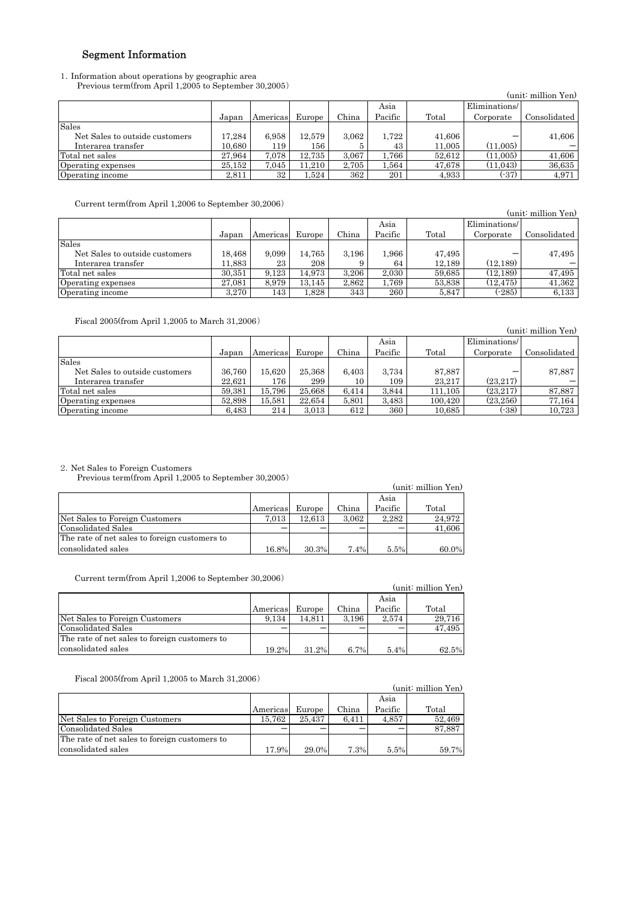# Segment Information

1. Information about operations by geographic area

Previous term(from April 1,2005 to September 30,2005)

(unit: million Yen)

| | Japan | Americas | Europe | China | Asia Pacific | Total | Eliminations/ Corporate | Consolidated |
|---|---|---|---|---|---|---|---|---|
| Sales | | | | | | | | |
| Net Sales to outside customers | 17,284 | 6,958 | 12,579 | 3,062 | 1,722 | 41,606 | — | 41,606 |
| Interarea transfer | 10,680 | 119 | 156 | 5 | 43 | 11,005 | (11,005) | — |
| Total net sales | 27,964 | 7,078 | 12,735 | 3,067 | 1,766 | 52,612 | (11,005) | 41,606 |
| Operating expenses | 25,152 | 7,045 | 11,210 | 2,705 | 1,564 | 47,678 | (11,043) | 36,635 |
| Operating income | 2,811 | 32 | 1,524 | 362 | 201 | 4,933 | (-37) | 4,971 |

Current term(from April 1,2006 to September 30,2006)

(unit: million Yen)

| | Japan | Americas | Europe | China | Asia Pacific | Total | Eliminations/ Corporate | Consolidated |
|---|---|---|---|---|---|---|---|---|
| Sales | | | | | | | | |
| Net Sales to outside customers | 18,468 | 9,099 | 14,765 | 3,196 | 1,966 | 47,495 | — | 47,495 |
| Interarea transfer | 11,883 | 23 | 208 | 9 | 64 | 12,189 | (12,189) | — |
| Total net sales | 30,351 | 9,123 | 14,973 | 3,206 | 2,030 | 59,685 | (12,189) | 47,495 |
| Operating expenses | 27,081 | 8,979 | 13,145 | 2,862 | 1,769 | 53,838 | (12,475) | 41,362 |
| Operating income | 3,270 | 143 | 1,828 | 343 | 260 | 5,847 | (-285) | 6,133 |

Fiscal 2005(from April 1,2005 to March 31,2006)

(unit: million Yen)

| | Japan | Americas | Europe | China | Asia Pacific | Total | Eliminations/ Corporate | Consolidated |
|---|---|---|---|---|---|---|---|---|
| Sales | | | | | | | | |
| Net Sales to outside customers | 36,760 | 15,620 | 25,368 | 6,403 | 3,734 | 87,887 | — | 87,887 |
| Interarea transfer | 22,621 | 176 | 299 | 10 | 109 | 23,217 | (23,217) | — |
| Total net sales | 59,381 | 15,796 | 25,668 | 6,414 | 3,844 | 111,105 | (23,217) | 87,887 |
| Operating expenses | 52,898 | 15,581 | 22,654 | 5,801 | 3,483 | 100,420 | (23,256) | 77,164 |
| Operating income | 6,483 | 214 | 3,013 | 612 | 360 | 10,685 | (-38) | 10,723 |

2. Net Sales to Foreign Customers

Previous term(from April 1,2005 to September 30,2005)

(unit: million Yen)

| | Americas | Europe | China | Asia Pacific | Total |
|---|---|---|---|---|---|
| Net Sales to Foreign Customers | 7,013 | 12,613 | 3,062 | 2,282 | 24,972 |
| Consolidated Sales | — | — | — | — | 41,606 |
| The rate of net sales to foreign customers to consolidated sales | 16.8% | 30.3% | 7.4% | 5.5% | 60.0% |

Current term(from April 1,2006 to September 30,2006)

(unit: million Yen)

| | Americas | Europe | China | Asia Pacific | Total |
|---|---|---|---|---|---|
| Net Sales to Foreign Customers | 9,134 | 14,811 | 3,196 | 2,574 | 29,716 |
| Consolidated Sales | — | — | — | — | 47,495 |
| The rate of net sales to foreign customers to consolidated sales | 19.2% | 31.2% | 6.7% | 5.4% | 62.5% |

Fiscal 2005(from April 1,2005 to March 31,2006)

(unit: million Yen)

| | Americas | Europe | China | Asia Pacific | Total |
|---|---|---|---|---|---|
| Net Sales to Foreign Customers | 15,762 | 25,437 | 6,411 | 4,857 | 52,469 |
| Consolidated Sales | — | — | — | — | 87,887 |
| The rate of net sales to foreign customers to consolidated sales | 17.9% | 29.0% | 7.3% | 5.5% | 59.7% |